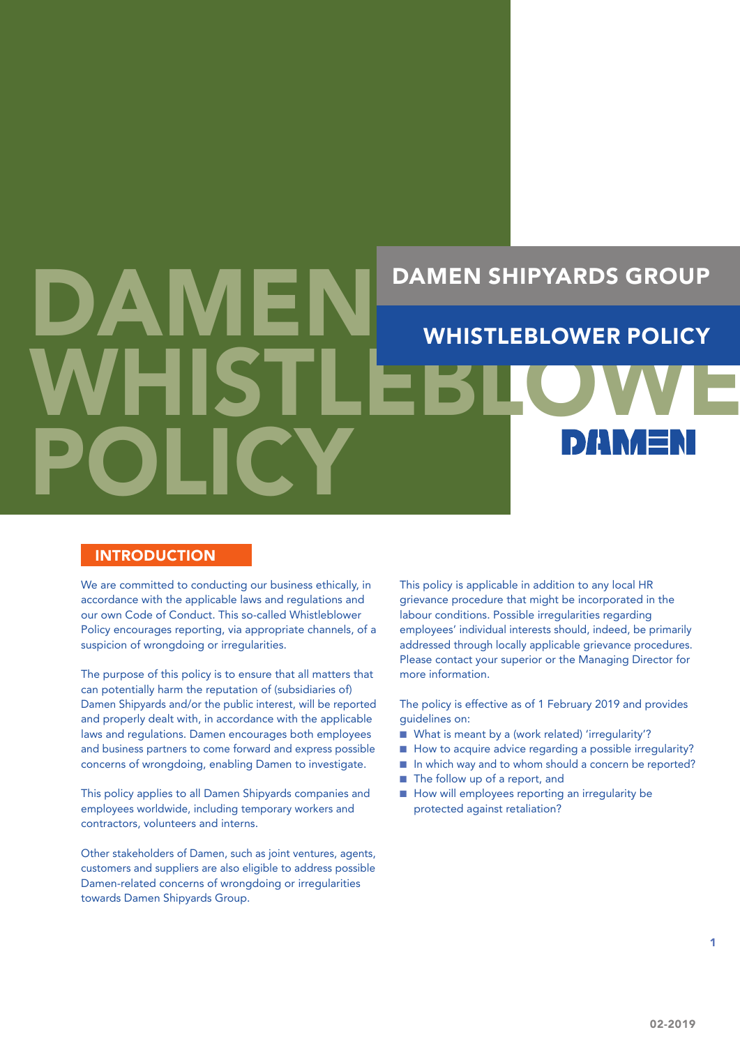# DAMEN SHIPYARDS GROUP

# WHISTLEBLOWER POLICY

## INTRODUCTION

We are committed to conducting our business ethically, in accordance with the applicable laws and regulations and our own Code of Conduct. This so-called Whistleblower Policy encourages reporting, via appropriate channels, of a suspicion of wrongdoing or irregularities.

The purpose of this policy is to ensure that all matters that can potentially harm the reputation of (subsidiaries of) Damen Shipyards and/or the public interest, will be reported and properly dealt with, in accordance with the applicable laws and regulations. Damen encourages both employees and business partners to come forward and express possible concerns of wrongdoing, enabling Damen to investigate.

This policy applies to all Damen Shipyards companies and employees worldwide, including temporary workers and contractors, volunteers and interns.

Other stakeholders of Damen, such as joint ventures, agents, customers and suppliers are also eligible to address possible Damen-related concerns of wrongdoing or irregularities towards Damen Shipyards Group.

This policy is applicable in addition to any local HR grievance procedure that might be incorporated in the labour conditions. Possible irregularities regarding employees' individual interests should, indeed, be primarily addressed through locally applicable grievance procedures. Please contact your superior or the Managing Director for more information.

The policy is effective as of 1 February 2019 and provides guidelines on:

- What is meant by a (work related) 'irregularity'?
- How to acquire advice regarding a possible irregularity?
- In which way and to whom should a concern be reported?
- The follow up of a report, and
- How will employees reporting an irregularity be protected against retaliation?

02-2019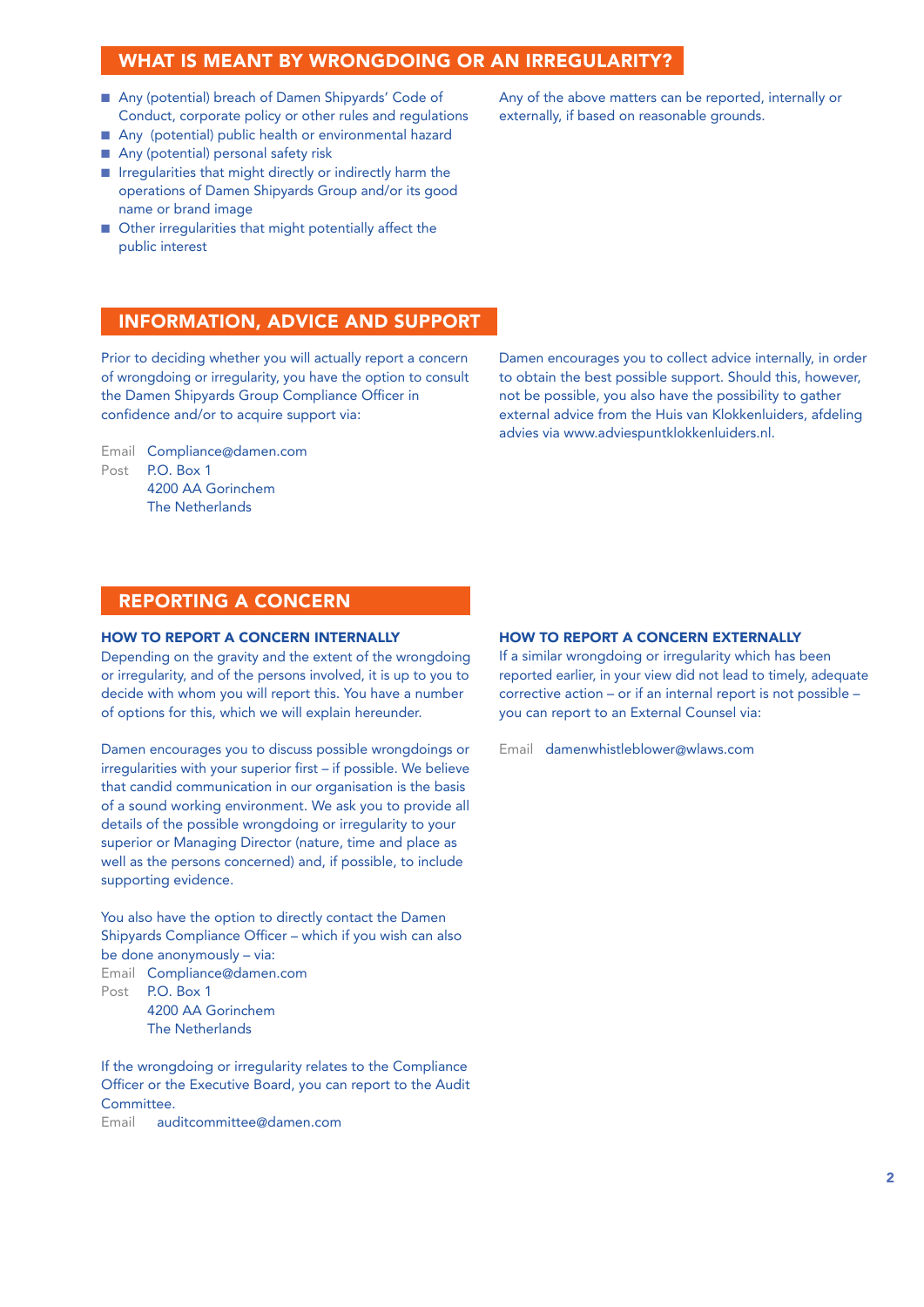## WHAT IS MEANT BY WRONGDOING OR AN IRREGULARITY?

- Any (potential) breach of Damen Shipyards' Code of Conduct, corporate policy or other rules and regulations
- Any (potential) public health or environmental hazard
- Any (potential) personal safety risk
- Irregularities that might directly or indirectly harm the operations of Damen Shipyards Group and/or its good name or brand image
- Other irregularities that might potentially affect the public interest

Any of the above matters can be reported, internally or externally, if based on reasonable grounds.

## INFORMATION, ADVICE AND SUPPORT

Prior to deciding whether you will actually report a concern of wrongdoing or irregularity, you have the option to consult the Damen Shipyards Group Compliance Officer in confidence and/or to acquire support via:

Email Compliance@damen.com
Post P.O. Box 1
4200 AA Gorinchem
The Netherlands

Damen encourages you to collect advice internally, in order to obtain the best possible support. Should this, however, not be possible, you also have the possibility to gather external advice from the Huis van Klokkenluiders, afdeling advies via www.adviespuntklokkenluiders.nl.

## REPORTING A CONCERN

### HOW TO REPORT A CONCERN INTERNALLY

Depending on the gravity and the extent of the wrongdoing or irregularity, and of the persons involved, it is up to you to decide with whom you will report this. You have a number of options for this, which we will explain hereunder.

Damen encourages you to discuss possible wrongdoings or irregularities with your superior first – if possible. We believe that candid communication in our organisation is the basis of a sound working environment. We ask you to provide all details of the possible wrongdoing or irregularity to your superior or Managing Director (nature, time and place as well as the persons concerned) and, if possible, to include supporting evidence.

You also have the option to directly contact the Damen Shipyards Compliance Officer – which if you wish can also be done anonymously – via:

Email Compliance@damen.com
Post P.O. Box 1
4200 AA Gorinchem
The Netherlands

If the wrongdoing or irregularity relates to the Compliance Officer or the Executive Board, you can report to the Audit Committee.

Email auditcommittee@damen.com

### HOW TO REPORT A CONCERN EXTERNALLY

If a similar wrongdoing or irregularity which has been reported earlier, in your view did not lead to timely, adequate corrective action – or if an internal report is not possible – you can report to an External Counsel via:

Email damenwhistleblower@wlaws.com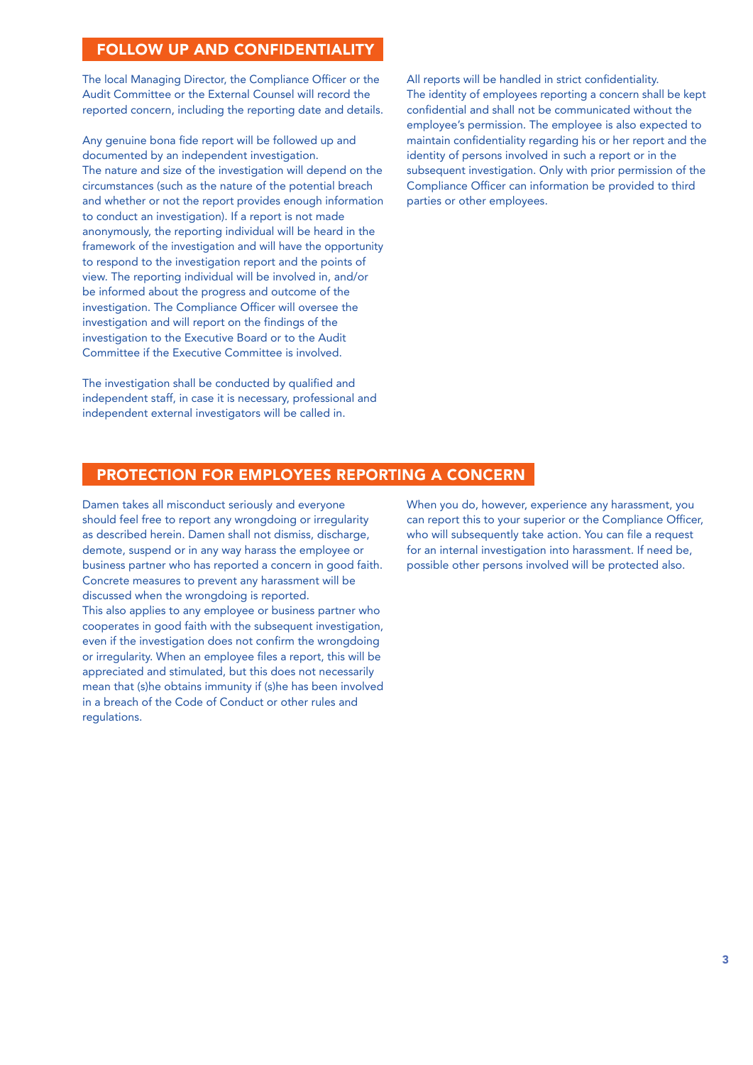## FOLLOW UP AND CONFIDENTIALITY

The local Managing Director, the Compliance Officer or the Audit Committee or the External Counsel will record the reported concern, including the reporting date and details.

Any genuine bona fide report will be followed up and documented by an independent investigation.
The nature and size of the investigation will depend on the circumstances (such as the nature of the potential breach and whether or not the report provides enough information to conduct an investigation). If a report is not made anonymously, the reporting individual will be heard in the framework of the investigation and will have the opportunity to respond to the investigation report and the points of view. The reporting individual will be involved in, and/or be informed about the progress and outcome of the investigation. The Compliance Officer will oversee the investigation and will report on the findings of the investigation to the Executive Board or to the Audit Committee if the Executive Committee is involved.

The investigation shall be conducted by qualified and independent staff, in case it is necessary, professional and independent external investigators will be called in.

All reports will be handled in strict confidentiality.
The identity of employees reporting a concern shall be kept confidential and shall not be communicated without the employee's permission. The employee is also expected to maintain confidentiality regarding his or her report and the identity of persons involved in such a report or in the subsequent investigation. Only with prior permission of the Compliance Officer can information be provided to third parties or other employees.

## PROTECTION FOR EMPLOYEES REPORTING A CONCERN

Damen takes all misconduct seriously and everyone should feel free to report any wrongdoing or irregularity as described herein. Damen shall not dismiss, discharge, demote, suspend or in any way harass the employee or business partner who has reported a concern in good faith. Concrete measures to prevent any harassment will be discussed when the wrongdoing is reported.
This also applies to any employee or business partner who cooperates in good faith with the subsequent investigation, even if the investigation does not confirm the wrongdoing or irregularity. When an employee files a report, this will be appreciated and stimulated, but this does not necessarily mean that (s)he obtains immunity if (s)he has been involved in a breach of the Code of Conduct or other rules and regulations.

When you do, however, experience any harassment, you can report this to your superior or the Compliance Officer, who will subsequently take action. You can file a request for an internal investigation into harassment. If need be, possible other persons involved will be protected also.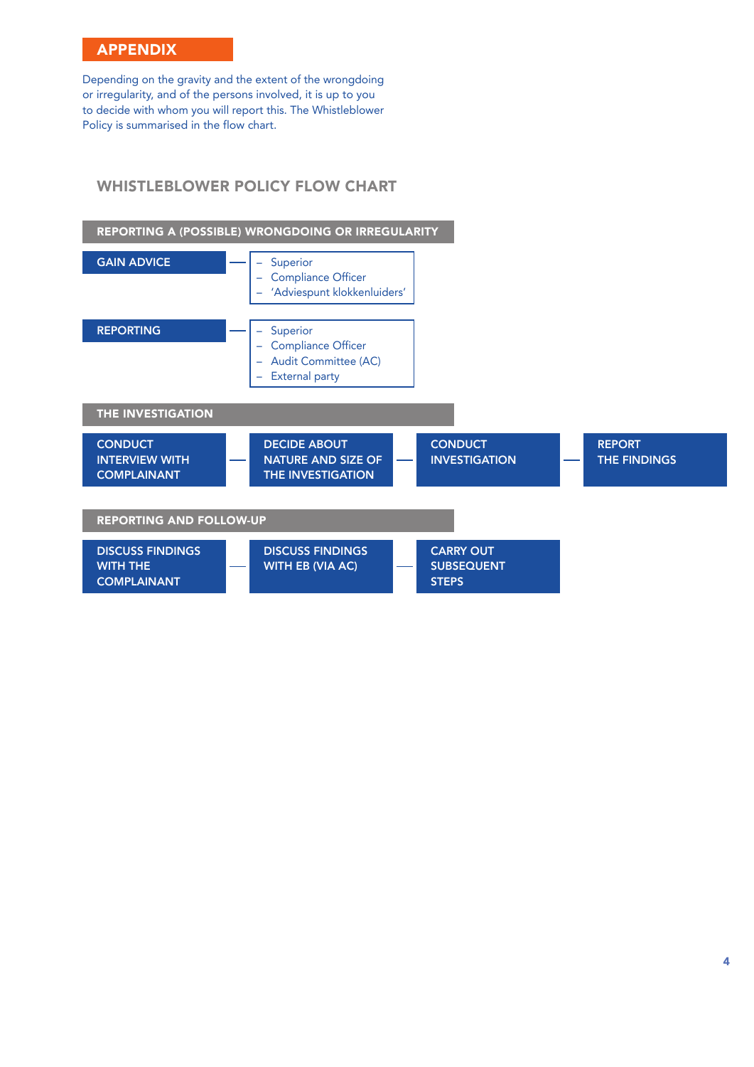# APPENDIX

Depending on the gravity and the extent of the wrongdoing or irregularity, and of the persons involved, it is up to you to decide with whom you will report this. The Whistleblower Policy is summarised in the flow chart.

## WHISTLEBLOWER POLICY FLOW CHART

### REPORTING A (POSSIBLE) WRONGDOING OR IRREGULARITY

**GAIN ADVICE**

- Superior
- Compliance Officer
- 'Adviespunt klokkenluiders'

**REPORTING**

- Superior
- Compliance Officer
- Audit Committee (AC)
- External party

### THE INVESTIGATION

**CONDUCT INTERVIEW WITH COMPLAINANT** — **DECIDE ABOUT NATURE AND SIZE OF THE INVESTIGATION** — **CONDUCT INVESTIGATION** — **REPORT THE FINDINGS**

### REPORTING AND FOLLOW-UP

**DISCUSS FINDINGS WITH THE COMPLAINANT** — **DISCUSS FINDINGS WITH EB (VIA AC)** — **CARRY OUT SUBSEQUENT STEPS**